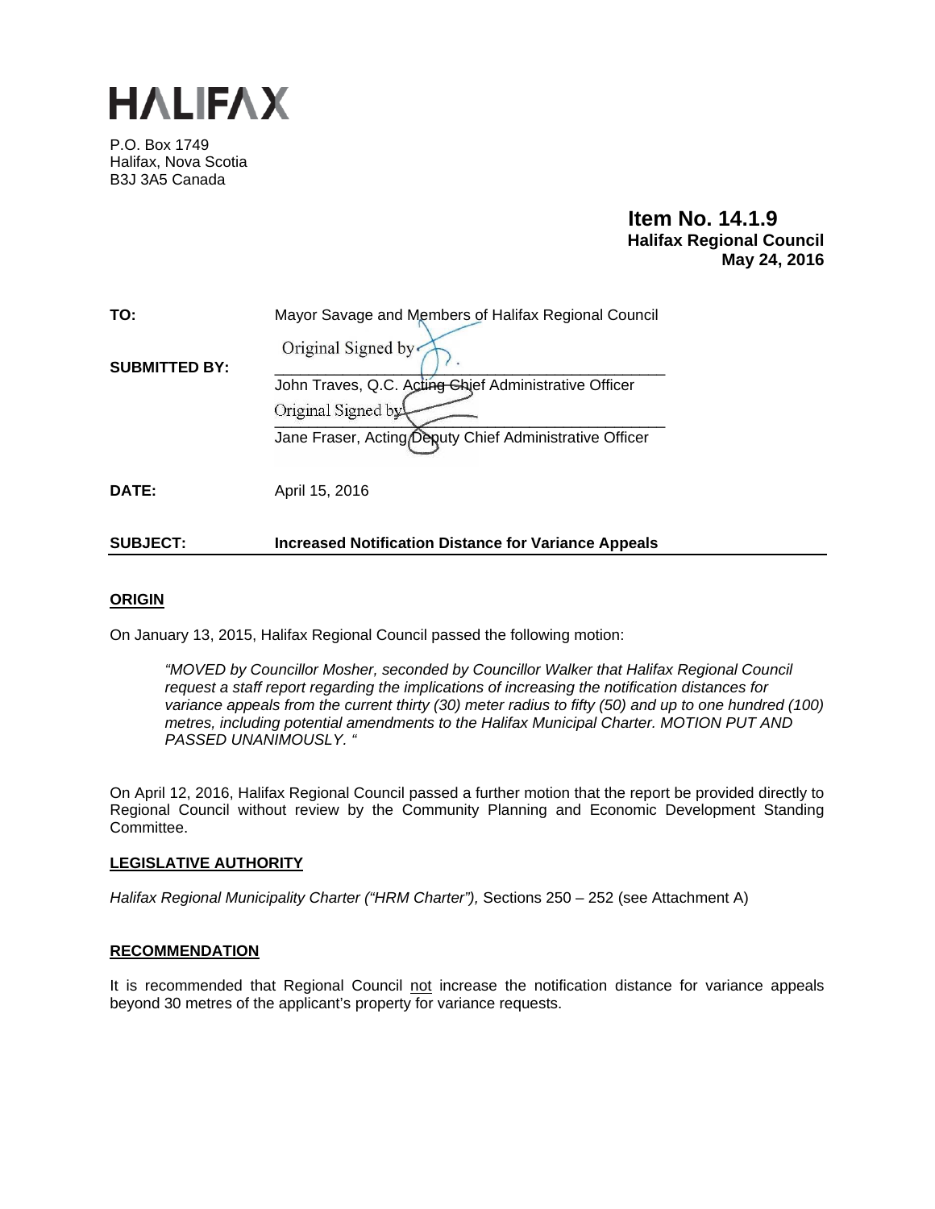# HALIFAX

P.O. Box 1749
Halifax, Nova Scotia
B3J 3A5 Canada

**Item No. 14.1.9**
**Halifax Regional Council**
**May 24, 2016**

**TO:** Mayor Savage and Members of Halifax Regional Council

**SUBMITTED BY:**
Original Signed by
John Traves, Q.C. Acting Chief Administrative Officer

Original Signed by
Jane Fraser, Acting Deputy Chief Administrative Officer

**DATE:** April 15, 2016

**SUBJECT:** **Increased Notification Distance for Variance Appeals**

## ORIGIN

On January 13, 2015, Halifax Regional Council passed the following motion:

> *"MOVED by Councillor Mosher, seconded by Councillor Walker that Halifax Regional Council request a staff report regarding the implications of increasing the notification distances for variance appeals from the current thirty (30) meter radius to fifty (50) and up to one hundred (100) metres, including potential amendments to the Halifax Municipal Charter. MOTION PUT AND PASSED UNANIMOUSLY. "*

On April 12, 2016, Halifax Regional Council passed a further motion that the report be provided directly to Regional Council without review by the Community Planning and Economic Development Standing Committee.

## LEGISLATIVE AUTHORITY

*Halifax Regional Municipality Charter ("HRM Charter"),* Sections 250 – 252 (see Attachment A)

## RECOMMENDATION

It is recommended that Regional Council not increase the notification distance for variance appeals beyond 30 metres of the applicant's property for variance requests.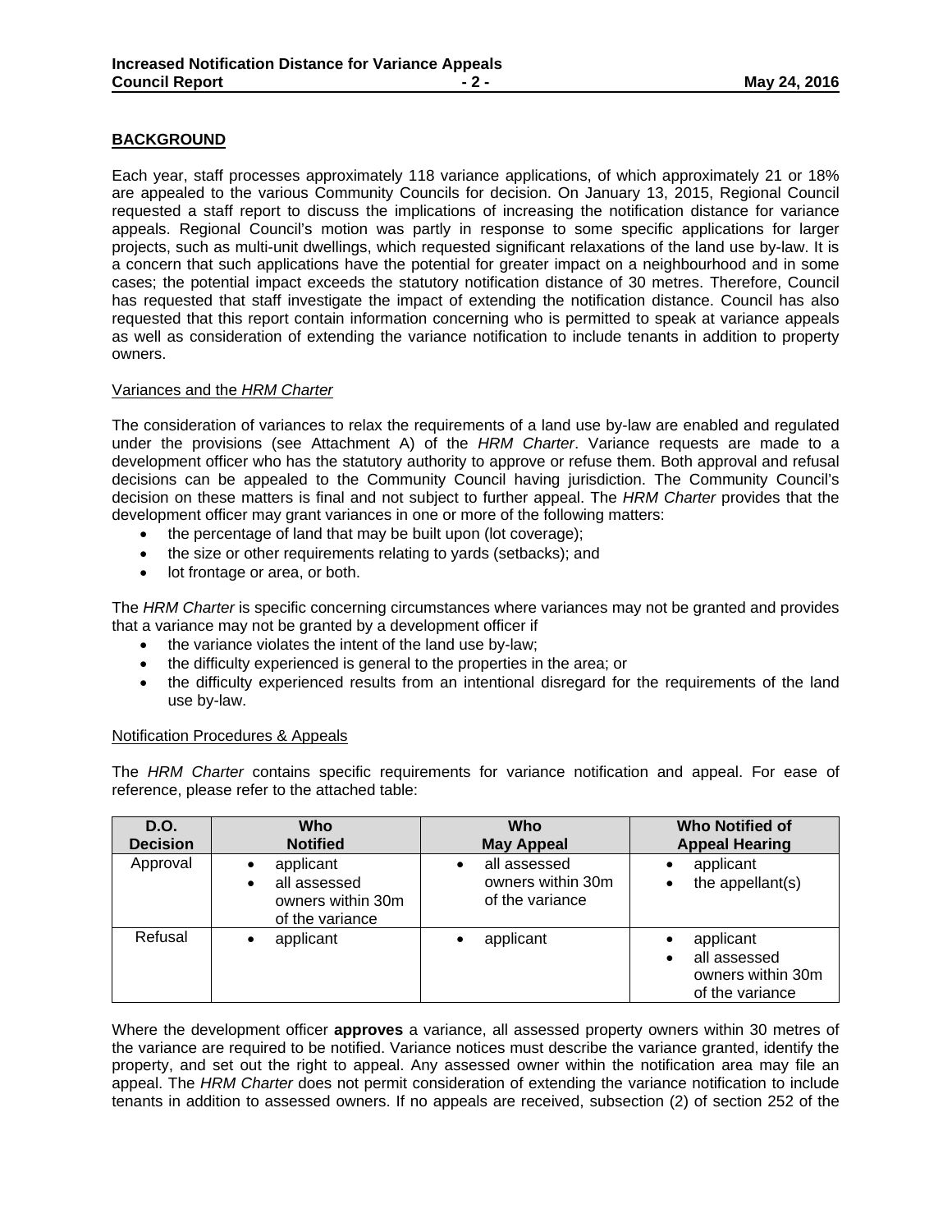## BACKGROUND

Each year, staff processes approximately 118 variance applications, of which approximately 21 or 18% are appealed to the various Community Councils for decision. On January 13, 2015, Regional Council requested a staff report to discuss the implications of increasing the notification distance for variance appeals. Regional Council's motion was partly in response to some specific applications for larger projects, such as multi-unit dwellings, which requested significant relaxations of the land use by-law. It is a concern that such applications have the potential for greater impact on a neighbourhood and in some cases; the potential impact exceeds the statutory notification distance of 30 metres. Therefore, Council has requested that staff investigate the impact of extending the notification distance. Council has also requested that this report contain information concerning who is permitted to speak at variance appeals as well as consideration of extending the variance notification to include tenants in addition to property owners.

### Variances and the *HRM Charter*

The consideration of variances to relax the requirements of a land use by-law are enabled and regulated under the provisions (see Attachment A) of the *HRM Charter*. Variance requests are made to a development officer who has the statutory authority to approve or refuse them. Both approval and refusal decisions can be appealed to the Community Council having jurisdiction. The Community Council's decision on these matters is final and not subject to further appeal. The *HRM Charter* provides that the development officer may grant variances in one or more of the following matters:

- the percentage of land that may be built upon (lot coverage);
- the size or other requirements relating to yards (setbacks); and
- lot frontage or area, or both.

The *HRM Charter* is specific concerning circumstances where variances may not be granted and provides that a variance may not be granted by a development officer if

- the variance violates the intent of the land use by-law;
- the difficulty experienced is general to the properties in the area; or
- the difficulty experienced results from an intentional disregard for the requirements of the land use by-law.

### Notification Procedures & Appeals

The *HRM Charter* contains specific requirements for variance notification and appeal. For ease of reference, please refer to the attached table:

| D.O. Decision | Who Notified | Who May Appeal | Who Notified of Appeal Hearing |
|---|---|---|---|
| Approval | • applicant<br>• all assessed owners within 30m of the variance | • all assessed owners within 30m of the variance | • applicant<br>• the appellant(s) |
| Refusal | • applicant | • applicant | • applicant<br>• all assessed owners within 30m of the variance |

Where the development officer **approves** a variance, all assessed property owners within 30 metres of the variance are required to be notified. Variance notices must describe the variance granted, identify the property, and set out the right to appeal. Any assessed owner within the notification area may file an appeal. The *HRM Charter* does not permit consideration of extending the variance notification to include tenants in addition to assessed owners. If no appeals are received, subsection (2) of section 252 of the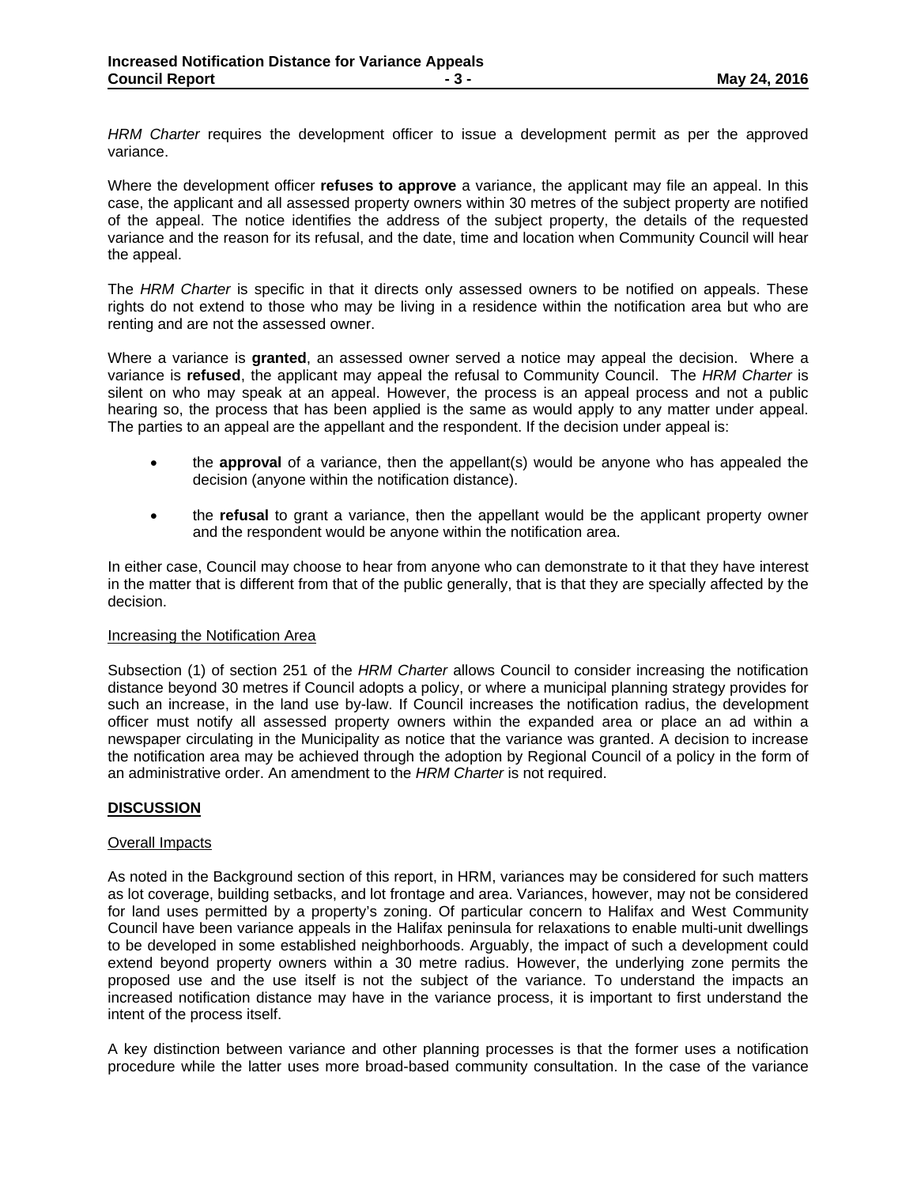*HRM Charter* requires the development officer to issue a development permit as per the approved variance.

Where the development officer **refuses to approve** a variance, the applicant may file an appeal. In this case, the applicant and all assessed property owners within 30 metres of the subject property are notified of the appeal. The notice identifies the address of the subject property, the details of the requested variance and the reason for its refusal, and the date, time and location when Community Council will hear the appeal.

The *HRM Charter* is specific in that it directs only assessed owners to be notified on appeals. These rights do not extend to those who may be living in a residence within the notification area but who are renting and are not the assessed owner.

Where a variance is **granted**, an assessed owner served a notice may appeal the decision. Where a variance is **refused**, the applicant may appeal the refusal to Community Council. The *HRM Charter* is silent on who may speak at an appeal. However, the process is an appeal process and not a public hearing so, the process that has been applied is the same as would apply to any matter under appeal. The parties to an appeal are the appellant and the respondent. If the decision under appeal is:

- the **approval** of a variance, then the appellant(s) would be anyone who has appealed the decision (anyone within the notification distance).
- the **refusal** to grant a variance, then the appellant would be the applicant property owner and the respondent would be anyone within the notification area.

In either case, Council may choose to hear from anyone who can demonstrate to it that they have interest in the matter that is different from that of the public generally, that is that they are specially affected by the decision.

### Increasing the Notification Area

Subsection (1) of section 251 of the *HRM Charter* allows Council to consider increasing the notification distance beyond 30 metres if Council adopts a policy, or where a municipal planning strategy provides for such an increase, in the land use by-law. If Council increases the notification radius, the development officer must notify all assessed property owners within the expanded area or place an ad within a newspaper circulating in the Municipality as notice that the variance was granted. A decision to increase the notification area may be achieved through the adoption by Regional Council of a policy in the form of an administrative order. An amendment to the *HRM Charter* is not required.

## DISCUSSION

### Overall Impacts

As noted in the Background section of this report, in HRM, variances may be considered for such matters as lot coverage, building setbacks, and lot frontage and area. Variances, however, may not be considered for land uses permitted by a property's zoning. Of particular concern to Halifax and West Community Council have been variance appeals in the Halifax peninsula for relaxations to enable multi-unit dwellings to be developed in some established neighborhoods. Arguably, the impact of such a development could extend beyond property owners within a 30 metre radius. However, the underlying zone permits the proposed use and the use itself is not the subject of the variance. To understand the impacts an increased notification distance may have in the variance process, it is important to first understand the intent of the process itself.

A key distinction between variance and other planning processes is that the former uses a notification procedure while the latter uses more broad-based community consultation. In the case of the variance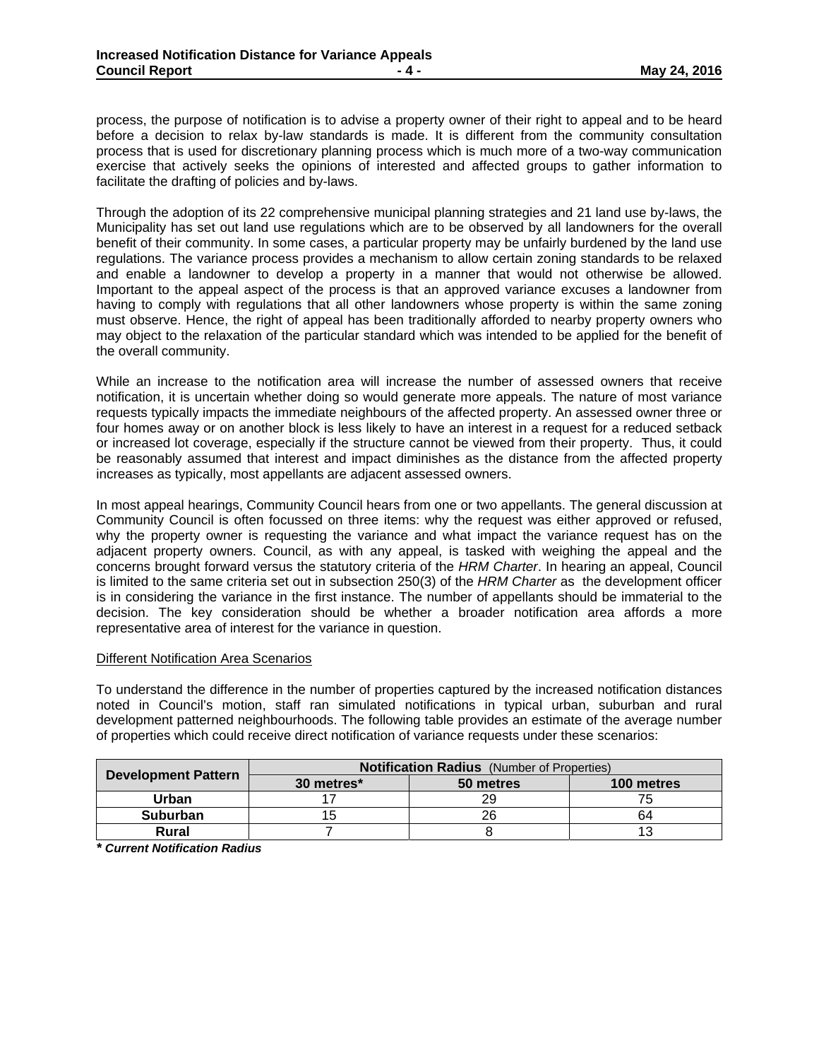process, the purpose of notification is to advise a property owner of their right to appeal and to be heard before a decision to relax by-law standards is made. It is different from the community consultation process that is used for discretionary planning process which is much more of a two-way communication exercise that actively seeks the opinions of interested and affected groups to gather information to facilitate the drafting of policies and by-laws.

Through the adoption of its 22 comprehensive municipal planning strategies and 21 land use by-laws, the Municipality has set out land use regulations which are to be observed by all landowners for the overall benefit of their community. In some cases, a particular property may be unfairly burdened by the land use regulations. The variance process provides a mechanism to allow certain zoning standards to be relaxed and enable a landowner to develop a property in a manner that would not otherwise be allowed. Important to the appeal aspect of the process is that an approved variance excuses a landowner from having to comply with regulations that all other landowners whose property is within the same zoning must observe. Hence, the right of appeal has been traditionally afforded to nearby property owners who may object to the relaxation of the particular standard which was intended to be applied for the benefit of the overall community.

While an increase to the notification area will increase the number of assessed owners that receive notification, it is uncertain whether doing so would generate more appeals. The nature of most variance requests typically impacts the immediate neighbours of the affected property. An assessed owner three or four homes away or on another block is less likely to have an interest in a request for a reduced setback or increased lot coverage, especially if the structure cannot be viewed from their property. Thus, it could be reasonably assumed that interest and impact diminishes as the distance from the affected property increases as typically, most appellants are adjacent assessed owners.

In most appeal hearings, Community Council hears from one or two appellants. The general discussion at Community Council is often focussed on three items: why the request was either approved or refused, why the property owner is requesting the variance and what impact the variance request has on the adjacent property owners. Council, as with any appeal, is tasked with weighing the appeal and the concerns brought forward versus the statutory criteria of the *HRM Charter*. In hearing an appeal, Council is limited to the same criteria set out in subsection 250(3) of the *HRM Charter* as the development officer is in considering the variance in the first instance. The number of appellants should be immaterial to the decision. The key consideration should be whether a broader notification area affords a more representative area of interest for the variance in question.

Different Notification Area Scenarios

To understand the difference in the number of properties captured by the increased notification distances noted in Council's motion, staff ran simulated notifications in typical urban, suburban and rural development patterned neighbourhoods. The following table provides an estimate of the average number of properties which could receive direct notification of variance requests under these scenarios:

| Development Pattern | **Notification Radius** (Number of Properties) | | |
|---|---|---|---|
| | **30 metres*** | **50 metres** | **100 metres** |
| **Urban** | 17 | 29 | 75 |
| **Suburban** | 15 | 26 | 64 |
| **Rural** | 7 | 8 | 13 |

***** ***Current Notification Radius***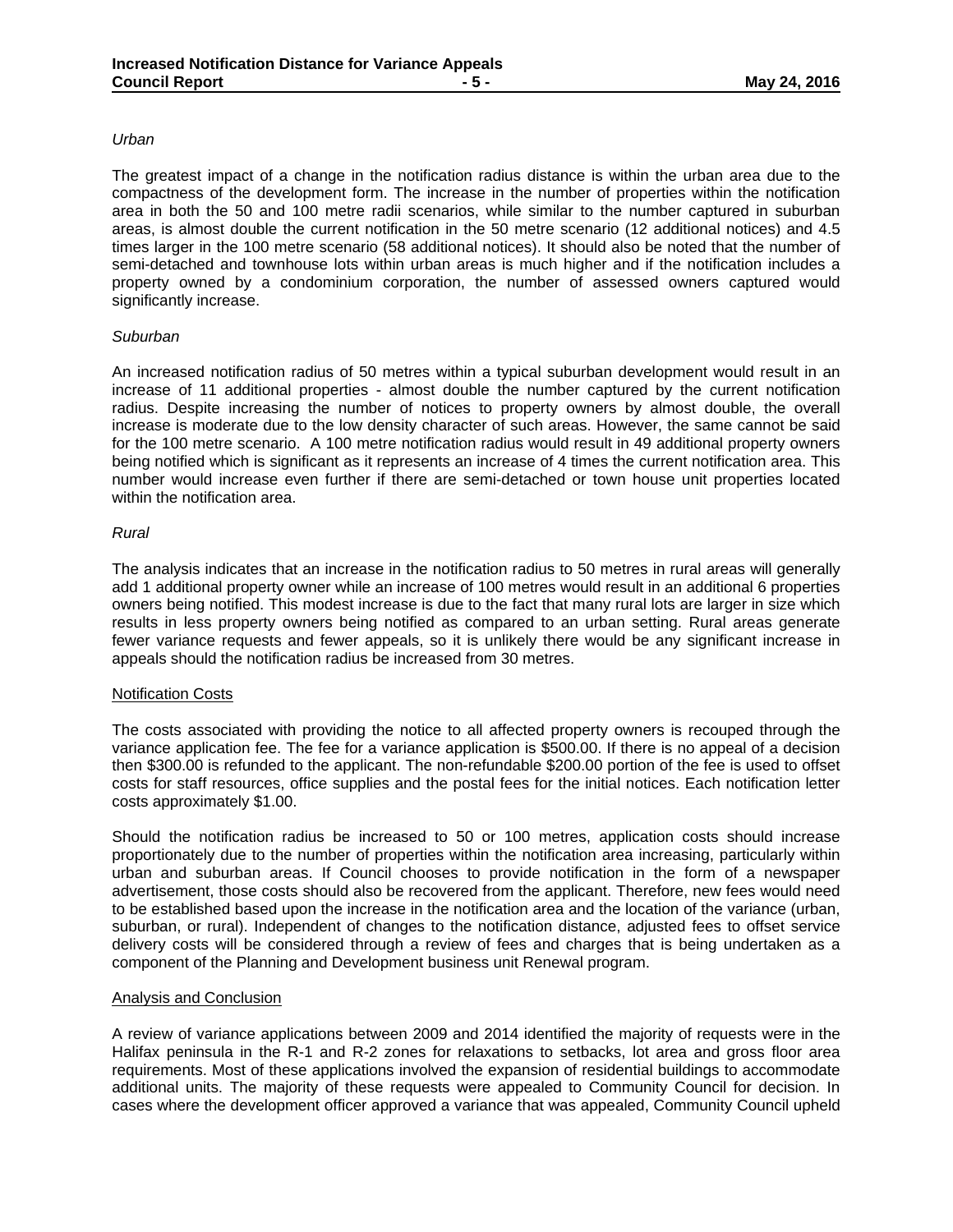*Urban*

The greatest impact of a change in the notification radius distance is within the urban area due to the compactness of the development form. The increase in the number of properties within the notification area in both the 50 and 100 metre radii scenarios, while similar to the number captured in suburban areas, is almost double the current notification in the 50 metre scenario (12 additional notices) and 4.5 times larger in the 100 metre scenario (58 additional notices). It should also be noted that the number of semi-detached and townhouse lots within urban areas is much higher and if the notification includes a property owned by a condominium corporation, the number of assessed owners captured would significantly increase.

*Suburban*

An increased notification radius of 50 metres within a typical suburban development would result in an increase of 11 additional properties - almost double the number captured by the current notification radius. Despite increasing the number of notices to property owners by almost double, the overall increase is moderate due to the low density character of such areas. However, the same cannot be said for the 100 metre scenario. A 100 metre notification radius would result in 49 additional property owners being notified which is significant as it represents an increase of 4 times the current notification area. This number would increase even further if there are semi-detached or town house unit properties located within the notification area.

*Rural*

The analysis indicates that an increase in the notification radius to 50 metres in rural areas will generally add 1 additional property owner while an increase of 100 metres would result in an additional 6 properties owners being notified. This modest increase is due to the fact that many rural lots are larger in size which results in less property owners being notified as compared to an urban setting. Rural areas generate fewer variance requests and fewer appeals, so it is unlikely there would be any significant increase in appeals should the notification radius be increased from 30 metres.

## Notification Costs

The costs associated with providing the notice to all affected property owners is recouped through the variance application fee. The fee for a variance application is $500.00. If there is no appeal of a decision then $300.00 is refunded to the applicant. The non-refundable $200.00 portion of the fee is used to offset costs for staff resources, office supplies and the postal fees for the initial notices. Each notification letter costs approximately $1.00.

Should the notification radius be increased to 50 or 100 metres, application costs should increase proportionately due to the number of properties within the notification area increasing, particularly within urban and suburban areas. If Council chooses to provide notification in the form of a newspaper advertisement, those costs should also be recovered from the applicant. Therefore, new fees would need to be established based upon the increase in the notification area and the location of the variance (urban, suburban, or rural). Independent of changes to the notification distance, adjusted fees to offset service delivery costs will be considered through a review of fees and charges that is being undertaken as a component of the Planning and Development business unit Renewal program.

## Analysis and Conclusion

A review of variance applications between 2009 and 2014 identified the majority of requests were in the Halifax peninsula in the R-1 and R-2 zones for relaxations to setbacks, lot area and gross floor area requirements. Most of these applications involved the expansion of residential buildings to accommodate additional units. The majority of these requests were appealed to Community Council for decision. In cases where the development officer approved a variance that was appealed, Community Council upheld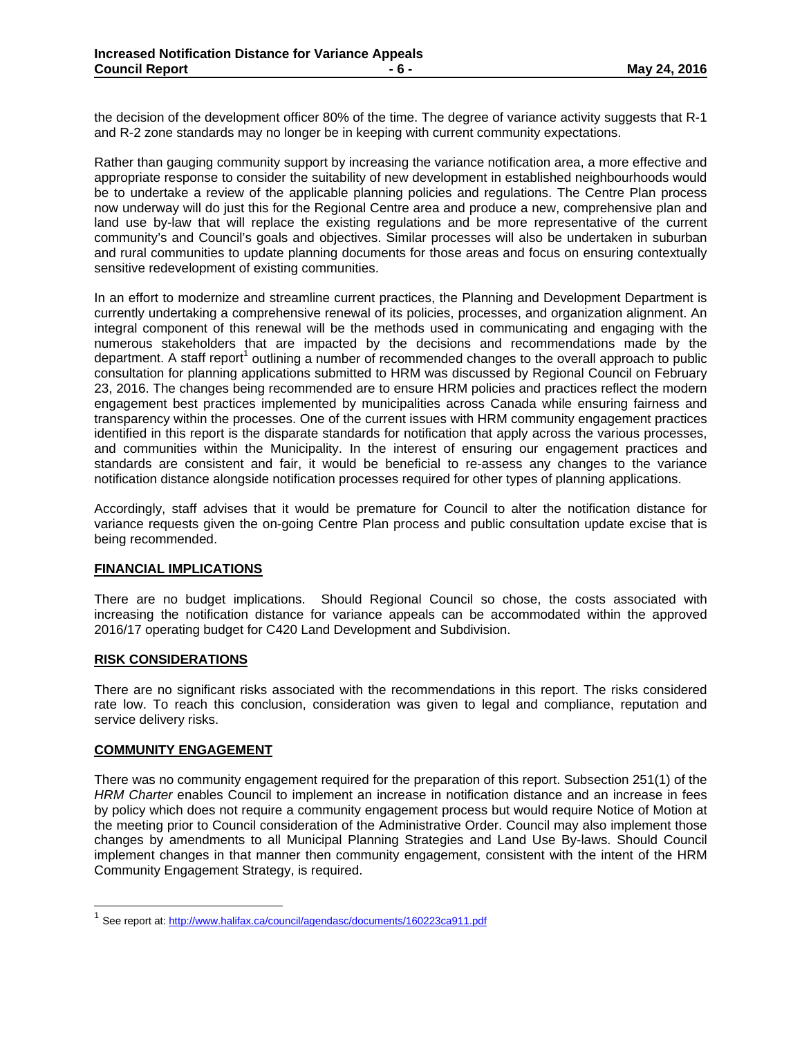the decision of the development officer 80% of the time. The degree of variance activity suggests that R-1 and R-2 zone standards may no longer be in keeping with current community expectations.

Rather than gauging community support by increasing the variance notification area, a more effective and appropriate response to consider the suitability of new development in established neighbourhoods would be to undertake a review of the applicable planning policies and regulations. The Centre Plan process now underway will do just this for the Regional Centre area and produce a new, comprehensive plan and land use by-law that will replace the existing regulations and be more representative of the current community's and Council's goals and objectives. Similar processes will also be undertaken in suburban and rural communities to update planning documents for those areas and focus on ensuring contextually sensitive redevelopment of existing communities.

In an effort to modernize and streamline current practices, the Planning and Development Department is currently undertaking a comprehensive renewal of its policies, processes, and organization alignment. An integral component of this renewal will be the methods used in communicating and engaging with the numerous stakeholders that are impacted by the decisions and recommendations made by the department. A staff report[1] outlining a number of recommended changes to the overall approach to public consultation for planning applications submitted to HRM was discussed by Regional Council on February 23, 2016. The changes being recommended are to ensure HRM policies and practices reflect the modern engagement best practices implemented by municipalities across Canada while ensuring fairness and transparency within the processes. One of the current issues with HRM community engagement practices identified in this report is the disparate standards for notification that apply across the various processes, and communities within the Municipality. In the interest of ensuring our engagement practices and standards are consistent and fair, it would be beneficial to re-assess any changes to the variance notification distance alongside notification processes required for other types of planning applications.

Accordingly, staff advises that it would be premature for Council to alter the notification distance for variance requests given the on-going Centre Plan process and public consultation update excise that is being recommended.

## FINANCIAL IMPLICATIONS

There are no budget implications. Should Regional Council so chose, the costs associated with increasing the notification distance for variance appeals can be accommodated within the approved 2016/17 operating budget for C420 Land Development and Subdivision.

## RISK CONSIDERATIONS

There are no significant risks associated with the recommendations in this report. The risks considered rate low. To reach this conclusion, consideration was given to legal and compliance, reputation and service delivery risks.

## COMMUNITY ENGAGEMENT

There was no community engagement required for the preparation of this report. Subsection 251(1) of the *HRM Charter* enables Council to implement an increase in notification distance and an increase in fees by policy which does not require a community engagement process but would require Notice of Motion at the meeting prior to Council consideration of the Administrative Order. Council may also implement those changes by amendments to all Municipal Planning Strategies and Land Use By-laws. Should Council implement changes in that manner then community engagement, consistent with the intent of the HRM Community Engagement Strategy, is required.

---

[1] See report at: http://www.halifax.ca/council/agendasc/documents/160223ca911.pdf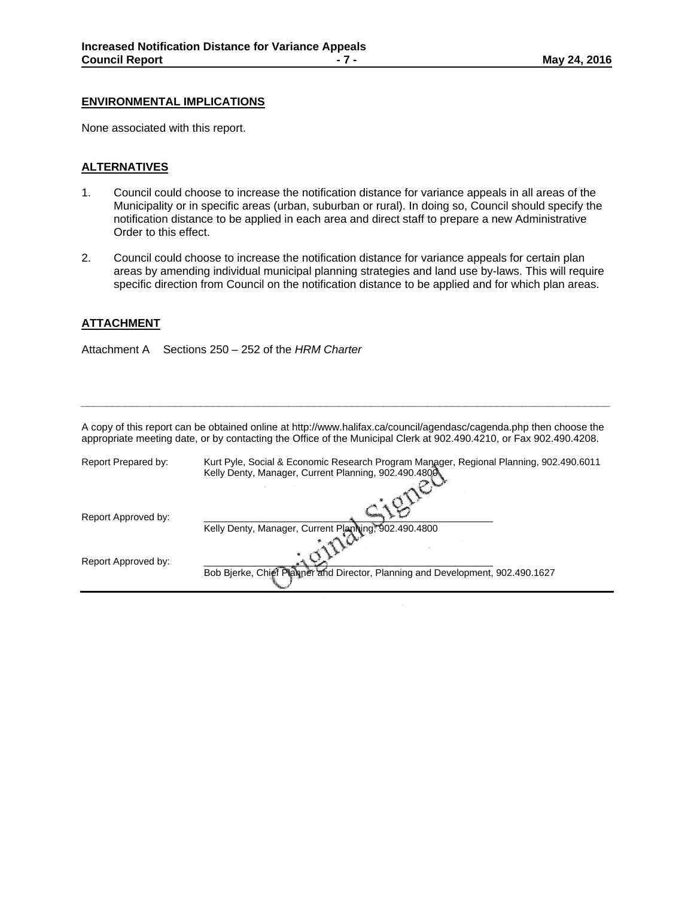## ENVIRONMENTAL IMPLICATIONS

None associated with this report.

## ALTERNATIVES

1. Council could choose to increase the notification distance for variance appeals in all areas of the Municipality or in specific areas (urban, suburban or rural). In doing so, Council should specify the notification distance to be applied in each area and direct staff to prepare a new Administrative Order to this effect.

2. Council could choose to increase the notification distance for variance appeals for certain plan areas by amending individual municipal planning strategies and land use by-laws. This will require specific direction from Council on the notification distance to be applied and for which plan areas.

## ATTACHMENT

Attachment A Sections 250 – 252 of the *HRM Charter*

---

A copy of this report can be obtained online at http://www.halifax.ca/council/agendasc/cagenda.php then choose the appropriate meeting date, or by contacting the Office of the Municipal Clerk at 902.490.4210, or Fax 902.490.4208.

Report Prepared by: Kurt Pyle, Social & Economic Research Program Manager, Regional Planning, 902.490.6011
Kelly Denty, Manager, Current Planning, 902.490.4800

Original Signed

Report Approved by: ___________________________________________
Kelly Denty, Manager, Current Planning, 902.490.4800

Report Approved by: ___________________________________________
Bob Bjerke, Chief Planner and Director, Planning and Development, 902.490.1627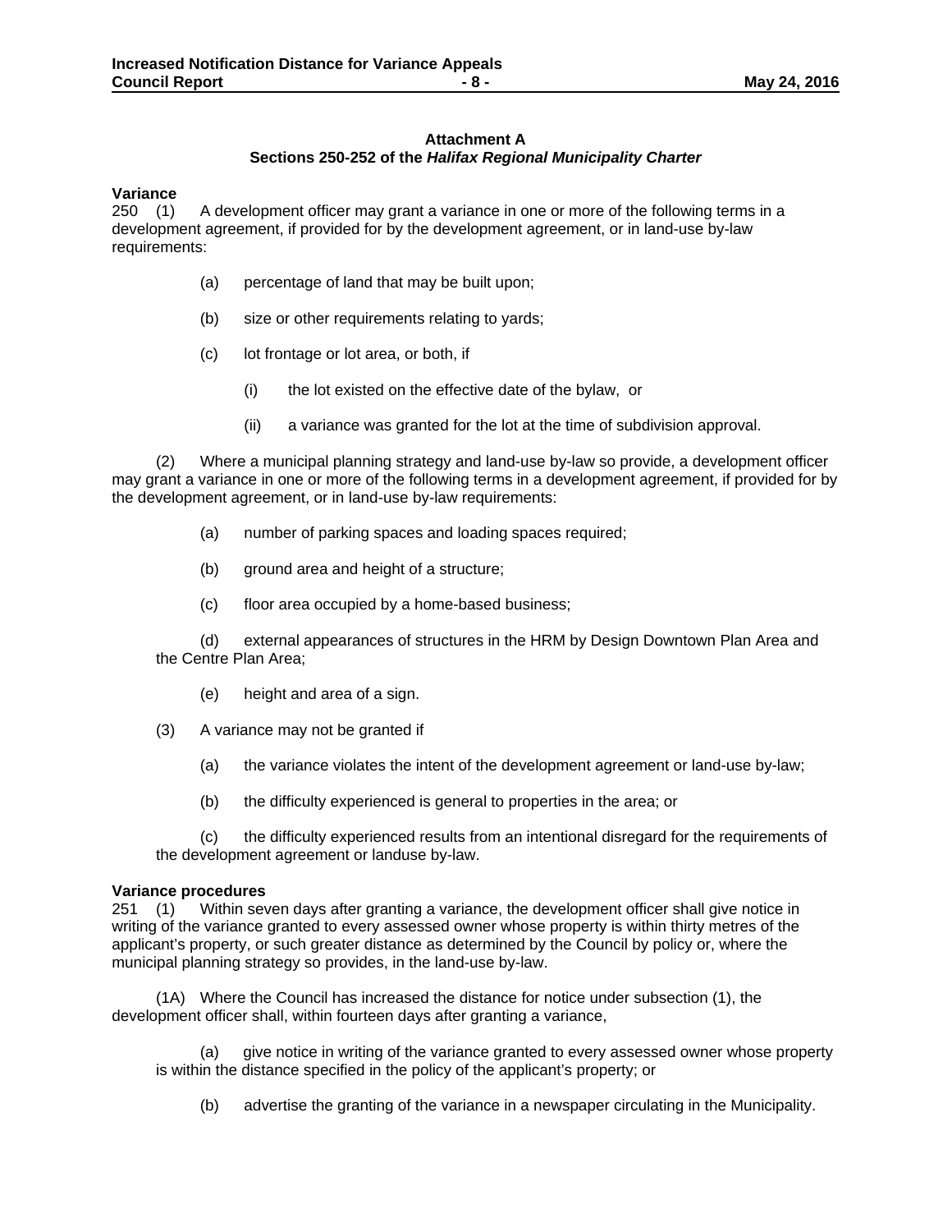**Attachment A**
**Sections 250-252 of the *Halifax Regional Municipality Charter***

**Variance**
250 (1) A development officer may grant a variance in one or more of the following terms in a development agreement, if provided for by the development agreement, or in land-use by-law requirements:

(a) percentage of land that may be built upon;

(b) size or other requirements relating to yards;

(c) lot frontage or lot area, or both, if

(i) the lot existed on the effective date of the bylaw, or

(ii) a variance was granted for the lot at the time of subdivision approval.

(2) Where a municipal planning strategy and land-use by-law so provide, a development officer may grant a variance in one or more of the following terms in a development agreement, if provided for by the development agreement, or in land-use by-law requirements:

(a) number of parking spaces and loading spaces required;

(b) ground area and height of a structure;

(c) floor area occupied by a home-based business;

(d) external appearances of structures in the HRM by Design Downtown Plan Area and the Centre Plan Area;

(e) height and area of a sign.

(3) A variance may not be granted if

(a) the variance violates the intent of the development agreement or land-use by-law;

(b) the difficulty experienced is general to properties in the area; or

(c) the difficulty experienced results from an intentional disregard for the requirements of the development agreement or landuse by-law.

**Variance procedures**
251 (1) Within seven days after granting a variance, the development officer shall give notice in writing of the variance granted to every assessed owner whose property is within thirty metres of the applicant's property, or such greater distance as determined by the Council by policy or, where the municipal planning strategy so provides, in the land-use by-law.

(1A) Where the Council has increased the distance for notice under subsection (1), the development officer shall, within fourteen days after granting a variance,

(a) give notice in writing of the variance granted to every assessed owner whose property is within the distance specified in the policy of the applicant's property; or

(b) advertise the granting of the variance in a newspaper circulating in the Municipality.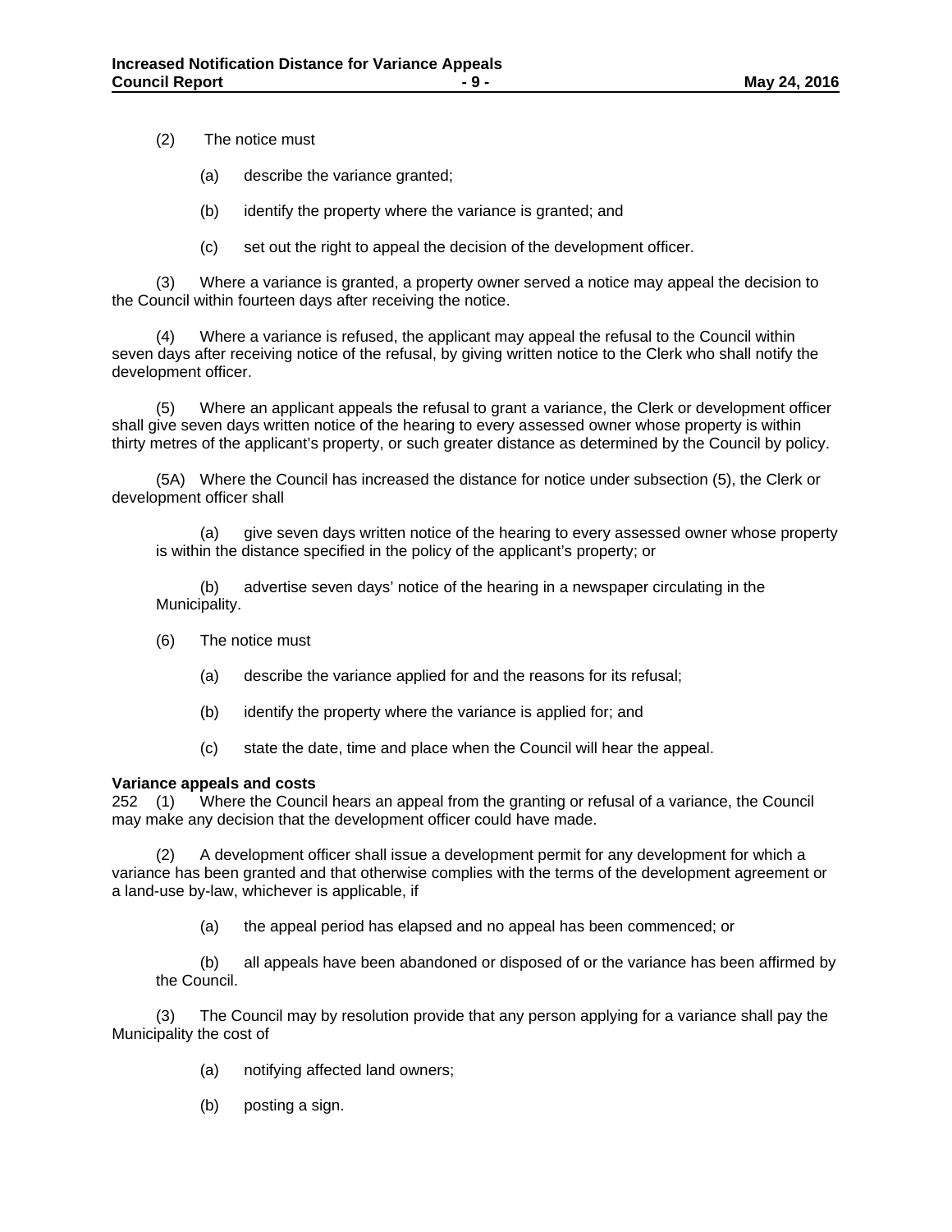(2) The notice must

(a) describe the variance granted;

(b) identify the property where the variance is granted; and

(c) set out the right to appeal the decision of the development officer.

(3) Where a variance is granted, a property owner served a notice may appeal the decision to the Council within fourteen days after receiving the notice.

(4) Where a variance is refused, the applicant may appeal the refusal to the Council within seven days after receiving notice of the refusal, by giving written notice to the Clerk who shall notify the development officer.

(5) Where an applicant appeals the refusal to grant a variance, the Clerk or development officer shall give seven days written notice of the hearing to every assessed owner whose property is within thirty metres of the applicant's property, or such greater distance as determined by the Council by policy.

(5A) Where the Council has increased the distance for notice under subsection (5), the Clerk or development officer shall

(a) give seven days written notice of the hearing to every assessed owner whose property is within the distance specified in the policy of the applicant's property; or

(b) advertise seven days' notice of the hearing in a newspaper circulating in the Municipality.

(6) The notice must

(a) describe the variance applied for and the reasons for its refusal;

(b) identify the property where the variance is applied for; and

(c) state the date, time and place when the Council will hear the appeal.

**Variance appeals and costs**

252 (1) Where the Council hears an appeal from the granting or refusal of a variance, the Council may make any decision that the development officer could have made.

(2) A development officer shall issue a development permit for any development for which a variance has been granted and that otherwise complies with the terms of the development agreement or a land-use by-law, whichever is applicable, if

(a) the appeal period has elapsed and no appeal has been commenced; or

(b) all appeals have been abandoned or disposed of or the variance has been affirmed by the Council.

(3) The Council may by resolution provide that any person applying for a variance shall pay the Municipality the cost of

(a) notifying affected land owners;

(b) posting a sign.